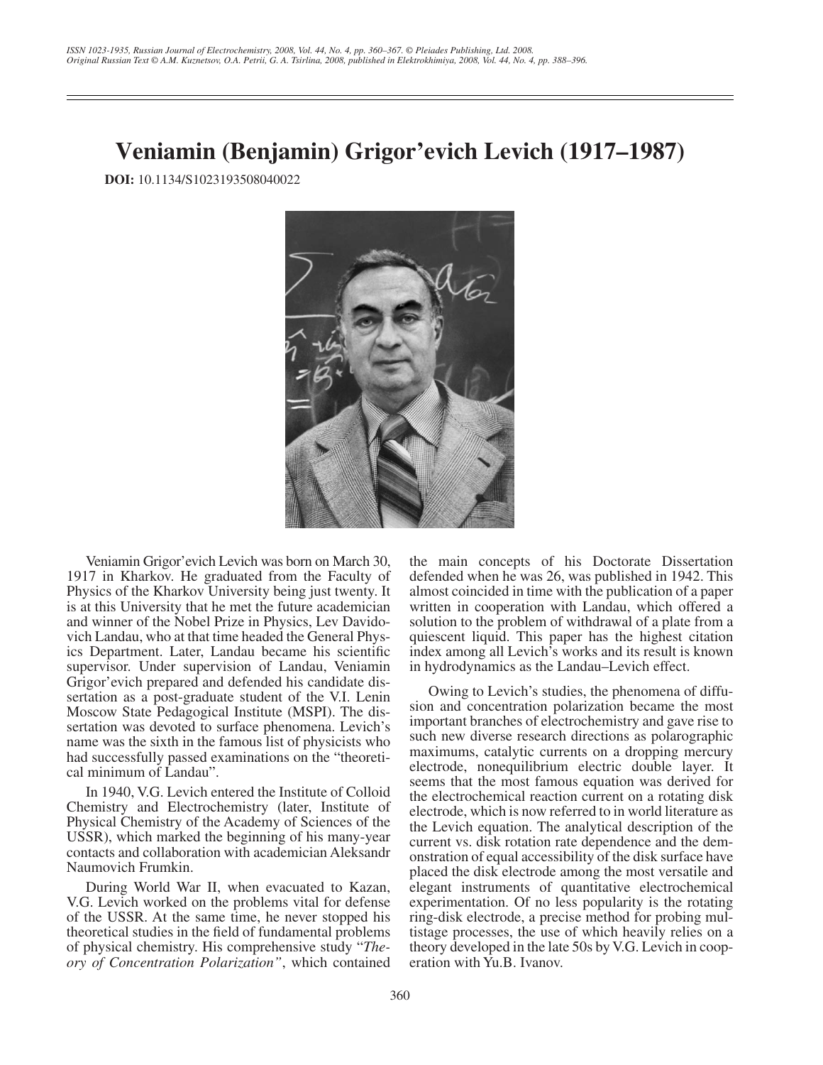# Veniamin (Benjamin) Grigor'evich Levich (1917–1987)

**DOI:** 10.1134/S1023193508040022

Veniamin Grigor'evich Levich was born on March 30, 1917 in Kharkov. He graduated from the Faculty of Physics of the Kharkov University being just twenty. It is at this University that he met the future academician and winner of the Nobel Prize in Physics, Lev Davidovich Landau, who at that time headed the General Physics Department. Later, Landau became his scientific supervisor. Under supervision of Landau, Veniamin Grigor'evich prepared and defended his candidate dissertation as a post-graduate student of the V.I. Lenin Moscow State Pedagogical Institute (MSPI). The dissertation was devoted to surface phenomena. Levich's name was the sixth in the famous list of physicists who had successfully passed examinations on the "theoretical minimum of Landau".

In 1940, V.G. Levich entered the Institute of Colloid Chemistry and Electrochemistry (later, Institute of Physical Chemistry of the Academy of Sciences of the USSR), which marked the beginning of his many-year contacts and collaboration with academician Aleksandr Naumovich Frumkin.

During World War II, when evacuated to Kazan, V.G. Levich worked on the problems vital for defense of the USSR. At the same time, he never stopped his theoretical studies in the field of fundamental problems of physical chemistry. His comprehensive study "*Theory of Concentration Polarization"*, which contained the main concepts of his Doctorate Dissertation defended when he was 26, was published in 1942. This almost coincided in time with the publication of a paper written in cooperation with Landau, which offered a solution to the problem of withdrawal of a plate from a quiescent liquid. This paper has the highest citation index among all Levich's works and its result is known in hydrodynamics as the Landau–Levich effect.

Owing to Levich's studies, the phenomena of diffusion and concentration polarization became the most important branches of electrochemistry and gave rise to such new diverse research directions as polarographic maximums, catalytic currents on a dropping mercury electrode, nonequilibrium electric double layer. It seems that the most famous equation was derived for the electrochemical reaction current on a rotating disk electrode, which is now referred to in world literature as the Levich equation. The analytical description of the current vs. disk rotation rate dependence and the demonstration of equal accessibility of the disk surface have placed the disk electrode among the most versatile and elegant instruments of quantitative electrochemical experimentation. Of no less popularity is the rotating ring-disk electrode, a precise method for probing multistage processes, the use of which heavily relies on a theory developed in the late 50s by V.G. Levich in cooperation with Yu.B. Ivanov.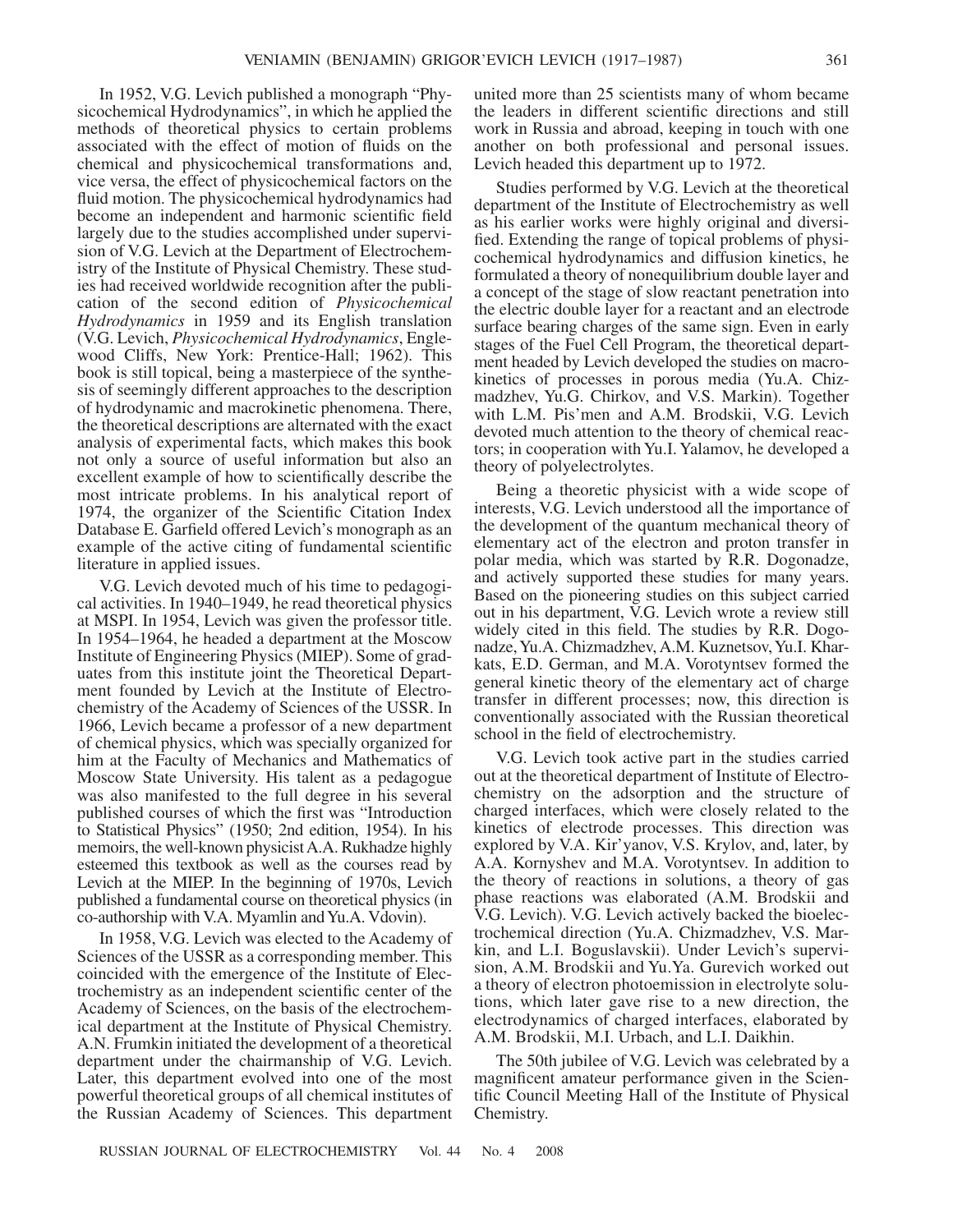In 1952, V.G. Levich published a monograph "Physicochemical Hydrodynamics", in which he applied the methods of theoretical physics to certain problems associated with the effect of motion of fluids on the chemical and physicochemical transformations and, vice versa, the effect of physicochemical factors on the fluid motion. The physicochemical hydrodynamics had become an independent and harmonic scientific field largely due to the studies accomplished under supervision of V.G. Levich at the Department of Electrochemistry of the Institute of Physical Chemistry. These studies had received worldwide recognition after the publication of the second edition of *Physicochemical Hydrodynamics* in 1959 and its English translation (V.G. Levich, *Physicochemical Hydrodynamics*, Englewood Cliffs, New York: Prentice-Hall; 1962). This book is still topical, being a masterpiece of the synthesis of seemingly different approaches to the description of hydrodynamic and macrokinetic phenomena. There, the theoretical descriptions are alternated with the exact analysis of experimental facts, which makes this book not only a source of useful information but also an excellent example of how to scientifically describe the most intricate problems. In his analytical report of 1974, the organizer of the Scientific Citation Index Database E. Garfield offered Levich's monograph as an example of the active citing of fundamental scientific literature in applied issues.

V.G. Levich devoted much of his time to pedagogical activities. In 1940–1949, he read theoretical physics at MSPI. In 1954, Levich was given the professor title. In 1954–1964, he headed a department at the Moscow Institute of Engineering Physics (MIEP). Some of graduates from this institute joint the Theoretical Department founded by Levich at the Institute of Electrochemistry of the Academy of Sciences of the USSR. In 1966, Levich became a professor of a new department of chemical physics, which was specially organized for him at the Faculty of Mechanics and Mathematics of Moscow State University. His talent as a pedagogue was also manifested to the full degree in his several published courses of which the first was "Introduction to Statistical Physics" (1950; 2nd edition, 1954). In his memoirs, the well-known physicist A.A. Rukhadze highly esteemed this textbook as well as the courses read by Levich at the MIEP. In the beginning of 1970s, Levich published a fundamental course on theoretical physics (in co-authorship with V.A. Myamlin and Yu.A. Vdovin).

In 1958, V.G. Levich was elected to the Academy of Sciences of the USSR as a corresponding member. This coincided with the emergence of the Institute of Electrochemistry as an independent scientific center of the Academy of Sciences, on the basis of the electrochemical department at the Institute of Physical Chemistry. A.N. Frumkin initiated the development of a theoretical department under the chairmanship of V.G. Levich. Later, this department evolved into one of the most powerful theoretical groups of all chemical institutes of the Russian Academy of Sciences. This department united more than 25 scientists many of whom became the leaders in different scientific directions and still work in Russia and abroad, keeping in touch with one another on both professional and personal issues. Levich headed this department up to 1972.

Studies performed by V.G. Levich at the theoretical department of the Institute of Electrochemistry as well as his earlier works were highly original and diversified. Extending the range of topical problems of physicochemical hydrodynamics and diffusion kinetics, he formulated a theory of nonequilibrium double layer and a concept of the stage of slow reactant penetration into the electric double layer for a reactant and an electrode surface bearing charges of the same sign. Even in early stages of the Fuel Cell Program, the theoretical department headed by Levich developed the studies on macrokinetics of processes in porous media (Yu.A. Chizmadzhev, Yu.G. Chirkov, and V.S. Markin). Together with L.M. Pis'men and A.M. Brodskii, V.G. Levich devoted much attention to the theory of chemical reactors; in cooperation with Yu.I. Yalamov, he developed a theory of polyelectrolytes.

Being a theoretic physicist with a wide scope of interests, V.G. Levich understood all the importance of the development of the quantum mechanical theory of elementary act of the electron and proton transfer in polar media, which was started by R.R. Dogonadze, and actively supported these studies for many years. Based on the pioneering studies on this subject carried out in his department, V.G. Levich wrote a review still widely cited in this field. The studies by R.R. Dogonadze, Yu.A. Chizmadzhev, A.M. Kuznetsov, Yu.I. Kharkats, E.D. German, and M.A. Vorotyntsev formed the general kinetic theory of the elementary act of charge transfer in different processes; now, this direction is conventionally associated with the Russian theoretical school in the field of electrochemistry.

V.G. Levich took active part in the studies carried out at the theoretical department of Institute of Electrochemistry on the adsorption and the structure of charged interfaces, which were closely related to the kinetics of electrode processes. This direction was explored by V.A. Kir'yanov, V.S. Krylov, and, later, by A.A. Kornyshev and M.A. Vorotyntsev. In addition to the theory of reactions in solutions, a theory of gas phase reactions was elaborated (A.M. Brodskii and V.G. Levich). V.G. Levich actively backed the bioelectrochemical direction (Yu.A. Chizmadzhev, V.S. Markin, and L.I. Boguslavskii). Under Levich's supervision, A.M. Brodskii and Yu.Ya. Gurevich worked out a theory of electron photoemission in electrolyte solutions, which later gave rise to a new direction, the electrodynamics of charged interfaces, elaborated by A.M. Brodskii, M.I. Urbach, and L.I. Daikhin.

The 50th jubilee of V.G. Levich was celebrated by a magnificent amateur performance given in the Scientific Council Meeting Hall of the Institute of Physical Chemistry.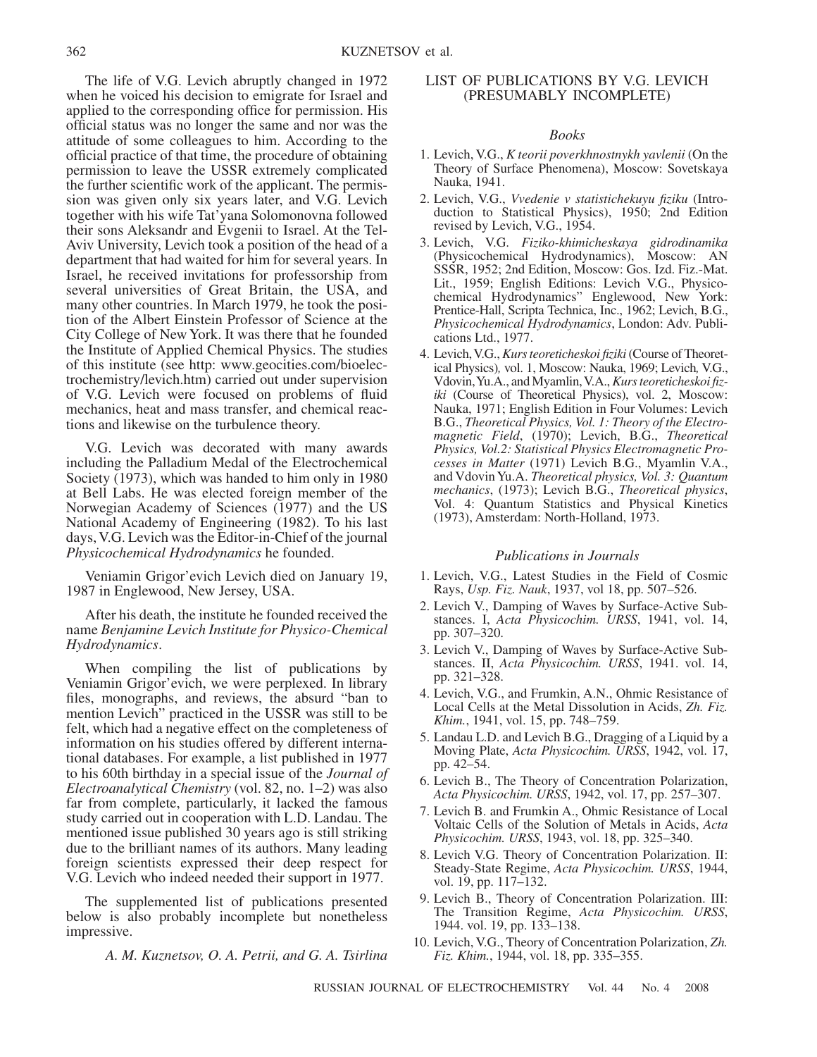The life of V.G. Levich abruptly changed in 1972 when he voiced his decision to emigrate for Israel and applied to the corresponding office for permission. His official status was no longer the same and nor was the attitude of some colleagues to him. According to the official practice of that time, the procedure of obtaining permission to leave the USSR extremely complicated the further scientific work of the applicant. The permission was given only six years later, and V.G. Levich together with his wife Tat'yana Solomonovna followed their sons Aleksandr and Evgenii to Israel. At the Tel-Aviv University, Levich took a position of the head of a department that had waited for him for several years. In Israel, he received invitations for professorship from several universities of Great Britain, the USA, and many other countries. In March 1979, he took the position of the Albert Einstein Professor of Science at the City College of New York. It was there that he founded the Institute of Applied Chemical Physics. The studies of this institute (see http: www.geocities.com/bioelectrochemistry/levich.htm) carried out under supervision of V.G. Levich were focused on problems of fluid mechanics, heat and mass transfer, and chemical reactions and likewise on the turbulence theory.

V.G. Levich was decorated with many awards including the Palladium Medal of the Electrochemical Society (1973), which was handed to him only in 1980 at Bell Labs. He was elected foreign member of the Norwegian Academy of Sciences (1977) and the US National Academy of Engineering (1982). To his last days, V.G. Levich was the Editor-in-Chief of the journal *Physicochemical Hydrodynamics* he founded.

Veniamin Grigor'evich Levich died on January 19, 1987 in Englewood, New Jersey, USA.

After his death, the institute he founded received the name *Benjamine Levich Institute for Physico-Chemical Hydrodynamics*.

When compiling the list of publications by Veniamin Grigor'evich, we were perplexed. In library files, monographs, and reviews, the absurd "ban to mention Levich" practiced in the USSR was still to be felt, which had a negative effect on the completeness of information on his studies offered by different international databases. For example, a list published in 1977 to his 60th birthday in a special issue of the *Journal of Electroanalytical Chemistry* (vol. 82, no. 1–2) was also far from complete, particularly, it lacked the famous study carried out in cooperation with L.D. Landau. The mentioned issue published 30 years ago is still striking due to the brilliant names of its authors. Many leading foreign scientists expressed their deep respect for V.G. Levich who indeed needed their support in 1977.

The supplemented list of publications presented below is also probably incomplete but nonetheless impressive.

*A. M. Kuznetsov, O. A. Petrii, and G. A. Tsirlina*

## LIST OF PUBLICATIONS BY V.G. LEVICH (PRESUMABLY INCOMPLETE)

### *Books*

1. Levich, V.G., *K teorii poverkhnostnykh yavlenii* (On the Theory of Surface Phenomena), Moscow: Sovetskaya Nauka, 1941.
2. Levich, V.G., *Vvedenie v statistichekuyu fiziku* (Introduction to Statistical Physics), 1950; 2nd Edition revised by Levich, V.G., 1954.
3. Levich, V.G. *Fiziko-khimicheskaya gidrodinamika* (Physicochemical Hydrodynamics), Moscow: AN SSSR, 1952; 2nd Edition, Moscow: Gos. Izd. Fiz.-Mat. Lit., 1959; English Editions: Levich V.G., Physicochemical Hydrodynamics" Englewood, New York: Prentice-Hall, Scripta Technica, Inc., 1962; Levich, B.G., *Physicochemical Hydrodynamics*, London: Adv. Publications Ltd., 1977.
4. Levich, V.G., *Kurs teoreticheskoi fiziki* (Course of Theoretical Physics), vol. 1, Moscow: Nauka, 1969; Levich, V.G., Vdovin, Yu.A., and Myamlin, V.A., *Kurs teoreticheskoi fiziki* (Course of Theoretical Physics), vol. 2, Moscow: Nauka, 1971; English Edition in Four Volumes: Levich B.G., *Theoretical Physics, Vol. 1: Theory of the Electromagnetic Field*, (1970); Levich, B.G., *Theoretical Physics, Vol.2: Statistical Physics Electromagnetic Processes in Matter* (1971) Levich B.G., Myamlin V.A., and Vdovin Yu.A. *Theoretical physics, Vol. 3: Quantum mechanics*, (1973); Levich B.G., *Theoretical physics*, Vol. 4: Quantum Statistics and Physical Kinetics (1973), Amsterdam: North-Holland, 1973.

### *Publications in Journals*

1. Levich, V.G., Latest Studies in the Field of Cosmic Rays, *Usp. Fiz. Nauk*, 1937, vol 18, pp. 507–526.
2. Levich V., Damping of Waves by Surface-Active Substances. I, *Acta Physicochim. URSS*, 1941, vol. 14, pp. 307–320.
3. Levich V., Damping of Waves by Surface-Active Substances. II, *Acta Physicochim. URSS*, 1941. vol. 14, pp. 321–328.
4. Levich, V.G., and Frumkin, A.N., Ohmic Resistance of Local Cells at the Metal Dissolution in Acids, *Zh. Fiz. Khim.*, 1941, vol. 15, pp. 748–759.
5. Landau L.D. and Levich B.G., Dragging of a Liquid by a Moving Plate, *Acta Physicochim. URSS*, 1942, vol. 17, pp. 42–54.
6. Levich B., The Theory of Concentration Polarization, *Acta Physicochim. URSS*, 1942, vol. 17, pp. 257–307.
7. Levich B. and Frumkin A., Ohmic Resistance of Local Voltaic Cells of the Solution of Metals in Acids, *Acta Physicochim. URSS*, 1943, vol. 18, pp. 325–340.
8. Levich V.G. Theory of Concentration Polarization. II: Steady-State Regime, *Acta Physicochim. URSS*, 1944, vol. 19, pp. 117–132.
9. Levich B., Theory of Concentration Polarization. III: The Transition Regime, *Acta Physicochim. URSS*, 1944. vol. 19, pp. 133–138.
10. Levich, V.G., Theory of Concentration Polarization, *Zh. Fiz. Khim.*, 1944, vol. 18, pp. 335–355.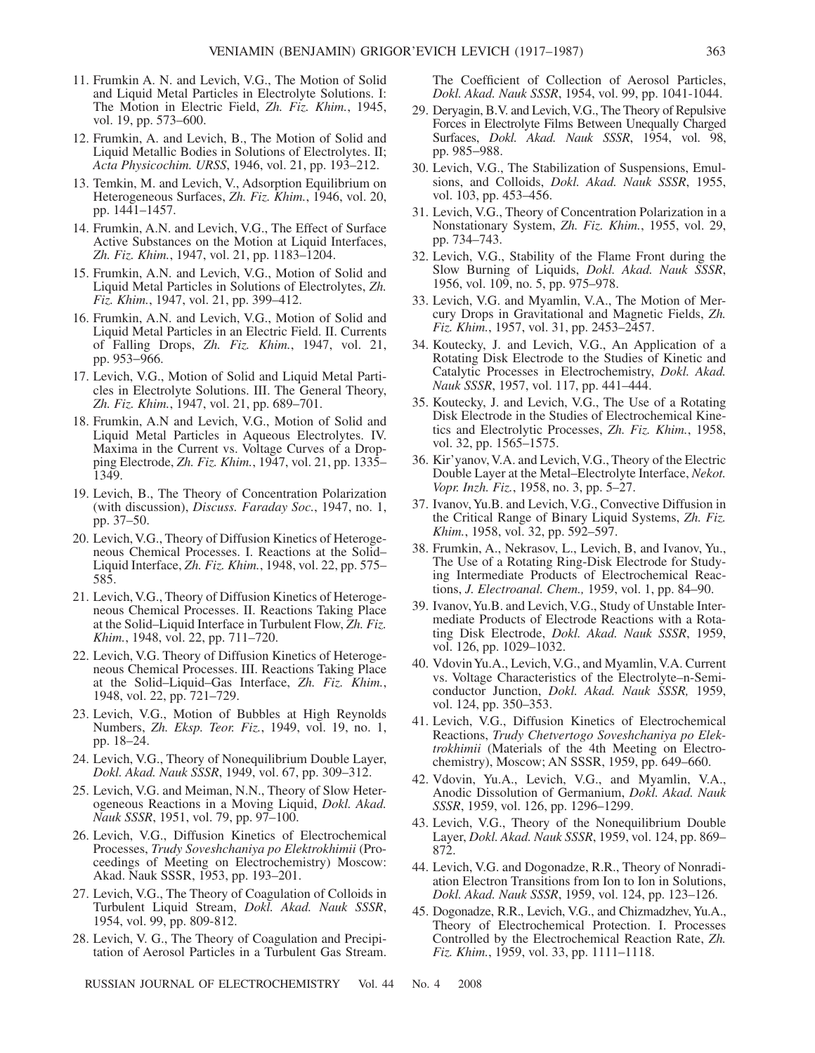11. Frumkin A. N. and Levich, V.G., The Motion of Solid and Liquid Metal Particles in Electrolyte Solutions. I: The Motion in Electric Field, *Zh. Fiz. Khim.*, 1945, vol. 19, pp. 573–600.
12. Frumkin, A. and Levich, B., The Motion of Solid and Liquid Metallic Bodies in Solutions of Electrolytes. II; *Acta Physicochim. URSS*, 1946, vol. 21, pp. 193–212.
13. Temkin, M. and Levich, V., Adsorption Equilibrium on Heterogeneous Surfaces, *Zh. Fiz. Khim.*, 1946, vol. 20, pp. 1441–1457.
14. Frumkin, A.N. and Levich, V.G., The Effect of Surface Active Substances on the Motion at Liquid Interfaces, *Zh. Fiz. Khim.*, 1947, vol. 21, pp. 1183–1204.
15. Frumkin, A.N. and Levich, V.G., Motion of Solid and Liquid Metal Particles in Solutions of Electrolytes, *Zh. Fiz. Khim.*, 1947, vol. 21, pp. 399–412.
16. Frumkin, A.N. and Levich, V.G., Motion of Solid and Liquid Metal Particles in an Electric Field. II. Currents of Falling Drops, *Zh. Fiz. Khim.*, 1947, vol. 21, pp. 953–966.
17. Levich, V.G., Motion of Solid and Liquid Metal Particles in Electrolyte Solutions. III. The General Theory, *Zh. Fiz. Khim.*, 1947, vol. 21, pp. 689–701.
18. Frumkin, A.N and Levich, V.G., Motion of Solid and Liquid Metal Particles in Aqueous Electrolytes. IV. Maxima in the Current vs. Voltage Curves of a Dropping Electrode, *Zh. Fiz. Khim.*, 1947, vol. 21, pp. 1335–1349.
19. Levich, B., The Theory of Concentration Polarization (with discussion), *Discuss. Faraday Soc.*, 1947, no. 1, pp. 37–50.
20. Levich, V.G., Theory of Diffusion Kinetics of Heterogeneous Chemical Processes. I. Reactions at the Solid–Liquid Interface, *Zh. Fiz. Khim.*, 1948, vol. 22, pp. 575–585.
21. Levich, V.G., Theory of Diffusion Kinetics of Heterogeneous Chemical Processes. II. Reactions Taking Place at the Solid–Liquid Interface in Turbulent Flow, *Zh. Fiz. Khim.*, 1948, vol. 22, pp. 711–720.
22. Levich, V.G. Theory of Diffusion Kinetics of Heterogeneous Chemical Processes. III. Reactions Taking Place at the Solid–Liquid–Gas Interface, *Zh. Fiz. Khim.*, 1948, vol. 22, pp. 721–729.
23. Levich, V.G., Motion of Bubbles at High Reynolds Numbers, *Zh. Eksp. Teor. Fiz.*, 1949, vol. 19, no. 1, pp. 18–24.
24. Levich, V.G., Theory of Nonequilibrium Double Layer, *Dokl. Akad. Nauk SSSR*, 1949, vol. 67, pp. 309–312.
25. Levich, V.G. and Meiman, N.N., Theory of Slow Heterogeneous Reactions in a Moving Liquid, *Dokl. Akad. Nauk SSSR*, 1951, vol. 79, pp. 97–100.
26. Levich, V.G., Diffusion Kinetics of Electrochemical Processes, *Trudy Soveshchaniya po Elektrokhimii* (Proceedings of Meeting on Electrochemistry) Moscow: Akad. Nauk SSSR, 1953, pp. 193–201.
27. Levich, V.G., The Theory of Coagulation of Colloids in Turbulent Liquid Stream, *Dokl. Akad. Nauk SSSR*, 1954, vol. 99, pp. 809-812.
28. Levich, V. G., The Theory of Coagulation and Precipitation of Aerosol Particles in a Turbulent Gas Stream. The Coefficient of Collection of Aerosol Particles, *Dokl. Akad. Nauk SSSR*, 1954, vol. 99, pp. 1041-1044.
29. Deryagin, B.V. and Levich, V.G., The Theory of Repulsive Forces in Electrolyte Films Between Unequally Charged Surfaces, *Dokl. Akad. Nauk SSSR*, 1954, vol. 98, pp. 985–988.
30. Levich, V.G., The Stabilization of Suspensions, Emulsions, and Colloids, *Dokl. Akad. Nauk SSSR*, 1955, vol. 103, pp. 453–456.
31. Levich, V.G., Theory of Concentration Polarization in a Nonstationary System, *Zh. Fiz. Khim.*, 1955, vol. 29, pp. 734–743.
32. Levich, V.G., Stability of the Flame Front during the Slow Burning of Liquids, *Dokl. Akad. Nauk SSSR*, 1956, vol. 109, no. 5, pp. 975–978.
33. Levich, V.G. and Myamlin, V.A., The Motion of Mercury Drops in Gravitational and Magnetic Fields, *Zh. Fiz. Khim.*, 1957, vol. 31, pp. 2453–2457.
34. Koutecky, J. and Levich, V.G., An Application of a Rotating Disk Electrode to the Studies of Kinetic and Catalytic Processes in Electrochemistry, *Dokl. Akad. Nauk SSSR*, 1957, vol. 117, pp. 441–444.
35. Koutecky, J. and Levich, V.G., The Use of a Rotating Disk Electrode in the Studies of Electrochemical Kinetics and Electrolytic Processes, *Zh. Fiz. Khim.*, 1958, vol. 32, pp. 1565–1575.
36. Kir'yanov, V.A. and Levich, V.G., Theory of the Electric Double Layer at the Metal–Electrolyte Interface, *Nekot. Vopr. Inzh. Fiz.*, 1958, no. 3, pp. 5–27.
37. Ivanov, Yu.B. and Levich, V.G., Convective Diffusion in the Critical Range of Binary Liquid Systems, *Zh. Fiz. Khim.*, 1958, vol. 32, pp. 592–597.
38. Frumkin, A., Nekrasov, L., Levich, B, and Ivanov, Yu., The Use of a Rotating Ring-Disk Electrode for Studying Intermediate Products of Electrochemical Reactions, *J. Electroanal. Chem.,* 1959, vol. 1, pp. 84–90.
39. Ivanov, Yu.B. and Levich, V.G., Study of Unstable Intermediate Products of Electrode Reactions with a Rotating Disk Electrode, *Dokl. Akad. Nauk SSSR*, 1959, vol. 126, pp. 1029–1032.
40. Vdovin Yu.A., Levich, V.G., and Myamlin, V.A. Current vs. Voltage Characteristics of the Electrolyte–n-Semiconductor Junction, *Dokl. Akad. Nauk SSSR,* 1959, vol. 124, pp. 350–353.
41. Levich, V.G., Diffusion Kinetics of Electrochemical Reactions, *Trudy Chetvertogo Soveshchaniya po Elektrokhimii* (Materials of the 4th Meeting on Electrochemistry), Moscow; AN SSSR, 1959, pp. 649–660.
42. Vdovin, Yu.A., Levich, V.G., and Myamlin, V.A., Anodic Dissolution of Germanium, *Dokl. Akad. Nauk SSSR*, 1959, vol. 126, pp. 1296–1299.
43. Levich, V.G., Theory of the Nonequilibrium Double Layer, *Dokl. Akad. Nauk SSSR*, 1959, vol. 124, pp. 869–872.
44. Levich, V.G. and Dogonadze, R.R., Theory of Nonradiation Electron Transitions from Ion to Ion in Solutions, *Dokl. Akad. Nauk SSSR*, 1959, vol. 124, pp. 123–126.
45. Dogonadze, R.R., Levich, V.G., and Chizmadzhev, Yu.A., Theory of Electrochemical Protection. I. Processes Controlled by the Electrochemical Reaction Rate, *Zh. Fiz. Khim.*, 1959, vol. 33, pp. 1111–1118.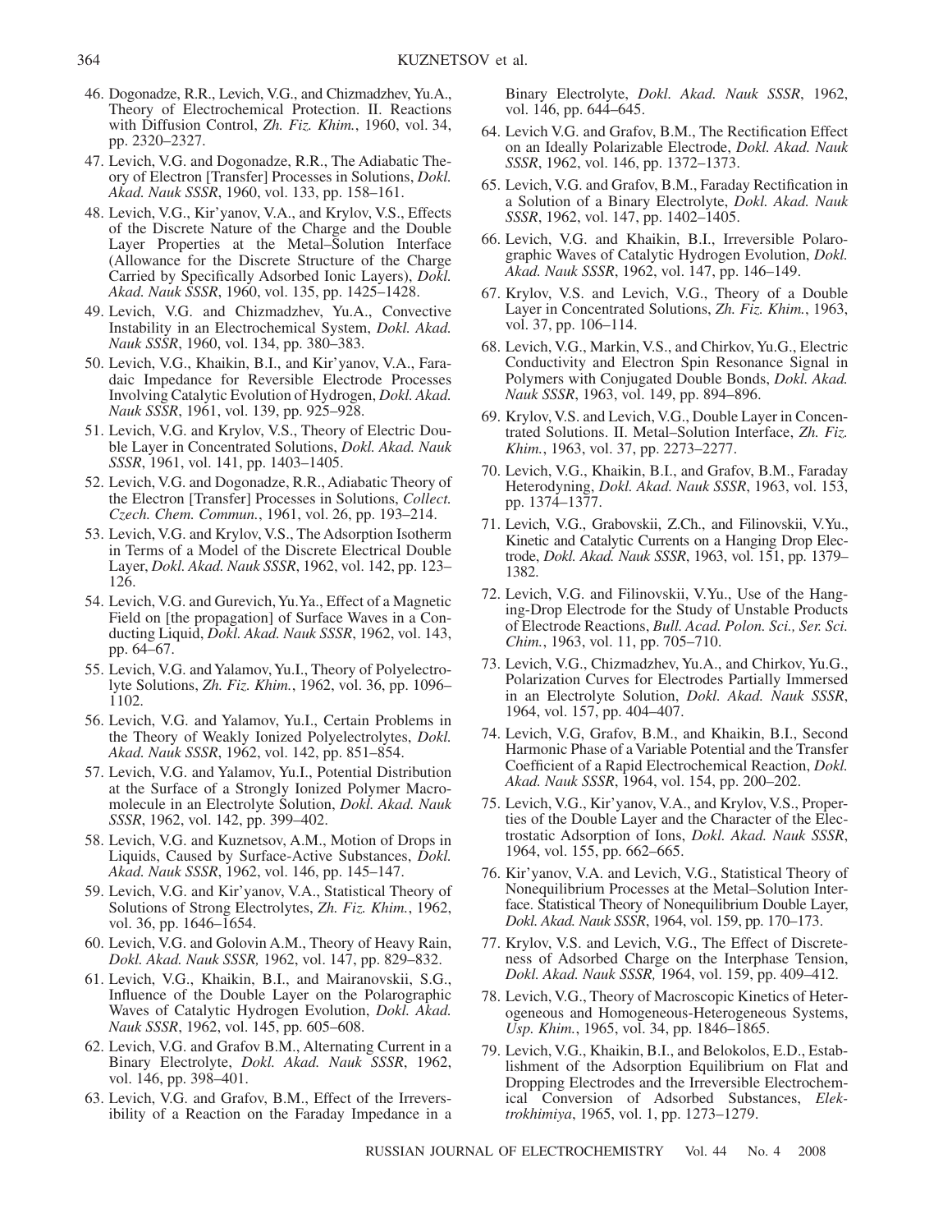46. Dogonadze, R.R., Levich, V.G., and Chizmadzhev, Yu.A., Theory of Electrochemical Protection. II. Reactions with Diffusion Control, *Zh. Fiz. Khim.*, 1960, vol. 34, pp. 2320–2327.
47. Levich, V.G. and Dogonadze, R.R., The Adiabatic Theory of Electron [Transfer] Processes in Solutions, *Dokl. Akad. Nauk SSSR*, 1960, vol. 133, pp. 158–161.
48. Levich, V.G., Kir'yanov, V.A., and Krylov, V.S., Effects of the Discrete Nature of the Charge and the Double Layer Properties at the Metal–Solution Interface (Allowance for the Discrete Structure of the Charge Carried by Specifically Adsorbed Ionic Layers), *Dokl. Akad. Nauk SSSR*, 1960, vol. 135, pp. 1425–1428.
49. Levich, V.G. and Chizmadzhev, Yu.A., Convective Instability in an Electrochemical System, *Dokl. Akad. Nauk SSSR*, 1960, vol. 134, pp. 380–383.
50. Levich, V.G., Khaikin, B.I., and Kir'yanov, V.A., Faradaic Impedance for Reversible Electrode Processes Involving Catalytic Evolution of Hydrogen, *Dokl. Akad. Nauk SSSR*, 1961, vol. 139, pp. 925–928.
51. Levich, V.G. and Krylov, V.S., Theory of Electric Double Layer in Concentrated Solutions, *Dokl. Akad. Nauk SSSR*, 1961, vol. 141, pp. 1403–1405.
52. Levich, V.G. and Dogonadze, R.R., Adiabatic Theory of the Electron [Transfer] Processes in Solutions, *Collect. Czech. Chem. Commun.*, 1961, vol. 26, pp. 193–214.
53. Levich, V.G. and Krylov, V.S., The Adsorption Isotherm in Terms of a Model of the Discrete Electrical Double Layer, *Dokl. Akad. Nauk SSSR*, 1962, vol. 142, pp. 123–126.
54. Levich, V.G. and Gurevich, Yu.Ya., Effect of a Magnetic Field on [the propagation] of Surface Waves in a Conducting Liquid, *Dokl. Akad. Nauk SSSR*, 1962, vol. 143, pp. 64–67.
55. Levich, V.G. and Yalamov, Yu.I., Theory of Polyelectrolyte Solutions, *Zh. Fiz. Khim.*, 1962, vol. 36, pp. 1096–1102.
56. Levich, V.G. and Yalamov, Yu.I., Certain Problems in the Theory of Weakly Ionized Polyelectrolytes, *Dokl. Akad. Nauk SSSR*, 1962, vol. 142, pp. 851–854.
57. Levich, V.G. and Yalamov, Yu.I., Potential Distribution at the Surface of a Strongly Ionized Polymer Macromolecule in an Electrolyte Solution, *Dokl. Akad. Nauk SSSR*, 1962, vol. 142, pp. 399–402.
58. Levich, V.G. and Kuznetsov, A.M., Motion of Drops in Liquids, Caused by Surface-Active Substances, *Dokl. Akad. Nauk SSSR*, 1962, vol. 146, pp. 145–147.
59. Levich, V.G. and Kir'yanov, V.A., Statistical Theory of Solutions of Strong Electrolytes, *Zh. Fiz. Khim.*, 1962, vol. 36, pp. 1646–1654.
60. Levich, V.G. and Golovin A.M., Theory of Heavy Rain, *Dokl. Akad. Nauk SSSR,* 1962, vol. 147, pp. 829–832.
61. Levich, V.G., Khaikin, B.I., and Mairanovskii, S.G., Influence of the Double Layer on the Polarographic Waves of Catalytic Hydrogen Evolution, *Dokl. Akad. Nauk SSSR*, 1962, vol. 145, pp. 605–608.
62. Levich, V.G. and Grafov B.M., Alternating Current in a Binary Electrolyte, *Dokl. Akad. Nauk SSSR*, 1962, vol. 146, pp. 398–401.
63. Levich, V.G. and Grafov, B.M., Effect of the Irreversibility of a Reaction on the Faraday Impedance in a Binary Electrolyte, *Dokl. Akad. Nauk SSSR*, 1962, vol. 146, pp. 644–645.
64. Levich V.G. and Grafov, B.M., The Rectification Effect on an Ideally Polarizable Electrode, *Dokl. Akad. Nauk SSSR*, 1962, vol. 146, pp. 1372–1373.
65. Levich, V.G. and Grafov, B.M., Faraday Rectification in a Solution of a Binary Electrolyte, *Dokl. Akad. Nauk SSSR*, 1962, vol. 147, pp. 1402–1405.
66. Levich, V.G. and Khaikin, B.I., Irreversible Polarographic Waves of Catalytic Hydrogen Evolution, *Dokl. Akad. Nauk SSSR*, 1962, vol. 147, pp. 146–149.
67. Krylov, V.S. and Levich, V.G., Theory of a Double Layer in Concentrated Solutions, *Zh. Fiz. Khim.*, 1963, vol. 37, pp. 106–114.
68. Levich, V.G., Markin, V.S., and Chirkov, Yu.G., Electric Conductivity and Electron Spin Resonance Signal in Polymers with Conjugated Double Bonds, *Dokl. Akad. Nauk SSSR*, 1963, vol. 149, pp. 894–896.
69. Krylov, V.S. and Levich, V.G., Double Layer in Concentrated Solutions. II. Metal–Solution Interface, *Zh. Fiz. Khim.*, 1963, vol. 37, pp. 2273–2277.
70. Levich, V.G., Khaikin, B.I., and Grafov, B.M., Faraday Heterodyning, *Dokl. Akad. Nauk SSSR*, 1963, vol. 153, pp. 1374–1377.
71. Levich, V.G., Grabovskii, Z.Ch., and Filinovskii, V.Yu., Kinetic and Catalytic Currents on a Hanging Drop Electrode, *Dokl. Akad. Nauk SSSR*, 1963, vol. 151, pp. 1379–1382.
72. Levich, V.G. and Filinovskii, V.Yu., Use of the Hanging-Drop Electrode for the Study of Unstable Products of Electrode Reactions, *Bull. Acad. Polon. Sci., Ser. Sci. Chim.*, 1963, vol. 11, pp. 705–710.
73. Levich, V.G., Chizmadzhev, Yu.A., and Chirkov, Yu.G., Polarization Curves for Electrodes Partially Immersed in an Electrolyte Solution, *Dokl. Akad. Nauk SSSR*, 1964, vol. 157, pp. 404–407.
74. Levich, V.G, Grafov, B.M., and Khaikin, B.I., Second Harmonic Phase of a Variable Potential and the Transfer Coefficient of a Rapid Electrochemical Reaction, *Dokl. Akad. Nauk SSSR*, 1964, vol. 154, pp. 200–202.
75. Levich, V.G., Kir'yanov, V.A., and Krylov, V.S., Properties of the Double Layer and the Character of the Electrostatic Adsorption of Ions, *Dokl. Akad. Nauk SSSR*, 1964, vol. 155, pp. 662–665.
76. Kir'yanov, V.A. and Levich, V.G., Statistical Theory of Nonequilibrium Processes at the Metal–Solution Interface. Statistical Theory of Nonequilibrium Double Layer, *Dokl. Akad. Nauk SSSR*, 1964, vol. 159, pp. 170–173.
77. Krylov, V.S. and Levich, V.G., The Effect of Discreteness of Adsorbed Charge on the Interphase Tension, *Dokl. Akad. Nauk SSSR,* 1964, vol. 159, pp. 409–412.
78. Levich, V.G., Theory of Macroscopic Kinetics of Heterogeneous and Homogeneous-Heterogeneous Systems, *Usp. Khim.*, 1965, vol. 34, pp. 1846–1865.
79. Levich, V.G., Khaikin, B.I., and Belokolos, E.D., Establishment of the Adsorption Equilibrium on Flat and Dropping Electrodes and the Irreversible Electrochemical Conversion of Adsorbed Substances, *Elektrokhimiya*, 1965, vol. 1, pp. 1273–1279.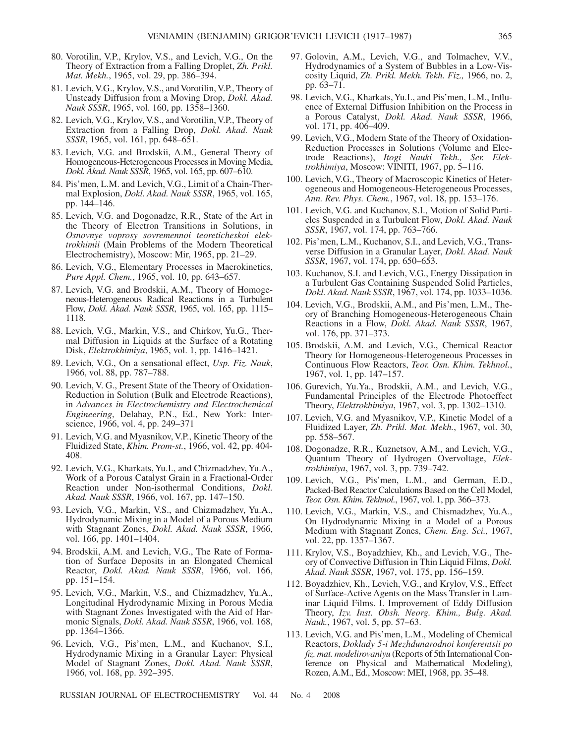80. Vorotilin, V.P., Krylov, V.S., and Levich, V.G., On the Theory of Extraction from a Falling Droplet, *Zh. Prikl. Mat. Mekh.*, 1965, vol. 29, pp. 386–394.

81. Levich, V.G., Krylov, V.S., and Vorotilin, V.P., Theory of Unsteady Diffusion from a Moving Drop, *Dokl. Akad. Nauk SSSR*, 1965, vol. 160, pp. 1358–1360.

82. Levich, V.G., Krylov, V.S., and Vorotilin, V.P., Theory of Extraction from a Falling Drop, *Dokl. Akad. Nauk SSSR*, 1965, vol. 161, pp. 648–651.

83. Levich, V.G. and Brodskii, A.M., General Theory of Homogeneous-Heterogeneous Processes in Moving Media, *Dokl. Akad. Nauk SSSR*, 1965, vol. 165, pp. 607–610.

84. Pis'men, L.M. and Levich, V.G., Limit of a Chain-Thermal Explosion, *Dokl. Akad. Nauk SSSR*, 1965, vol. 165, pp. 144–146.

85. Levich, V.G. and Dogonadze, R.R., State of the Art in the Theory of Electron Transitions in Solutions, in *Osnovnye voprosy sovremennoi teoreticheskoi elektrokhimii* (Main Problems of the Modern Theoretical Electrochemistry), Moscow: Mir, 1965, pp. 21–29.

86. Levich, V.G., Elementary Processes in Macrokinetics, *Pure Appl. Chem.*, 1965, vol. 10, pp. 643–657.

87. Levich, V.G. and Brodskii, A.M., Theory of Homogeneous-Heterogeneous Radical Reactions in a Turbulent Flow, *Dokl. Akad. Nauk SSSR*, 1965, vol. 165, pp. 1115–1118.

88. Levich, V.G., Markin, V.S., and Chirkov, Yu.G., Thermal Diffusion in Liquids at the Surface of a Rotating Disk, *Elektrokhimiya*, 1965, vol. 1, pp. 1416–1421.

89. Levich, V.G., On a sensational effect, *Usp. Fiz. Nauk*, 1966, vol. 88, pp. 787–788.

90. Levich, V. G., Present State of the Theory of Oxidation-Reduction in Solution (Bulk and Electrode Reactions), in *Advances in Electrochemistry and Electrochemical Engineering*, Delahay, P.N., Ed., New York: Interscience, 1966, vol. 4, pp. 249–371

91. Levich, V.G. and Myasnikov, V.P., Kinetic Theory of the Fluidized State, *Khim. Prom-st.*, 1966, vol. 42, pp. 404-408.

92. Levich, V.G., Kharkats, Yu.I., and Chizmadzhev, Yu.A., Work of a Porous Catalyst Grain in a Fractional-Order Reaction under Non-isothermal Conditions, *Dokl. Akad. Nauk SSSR*, 1966, vol. 167, pp. 147–150.

93. Levich, V.G., Markin, V.S., and Chizmadzhev, Yu.A., Hydrodynamic Mixing in a Model of a Porous Medium with Stagnant Zones, *Dokl. Akad. Nauk SSSR*, 1966, vol. 166, pp. 1401–1404.

94. Brodskii, A.M. and Levich, V.G., The Rate of Formation of Surface Deposits in an Elongated Chemical Reactor, *Dokl. Akad. Nauk SSSR*, 1966, vol. 166, pp. 151–154.

95. Levich, V.G., Markin, V.S., and Chizmadzhev, Yu.A., Longitudinal Hydrodynamic Mixing in Porous Media with Stagnant Zones Investigated with the Aid of Harmonic Signals, *Dokl. Akad. Nauk SSSR*, 1966, vol. 168, pp. 1364–1366.

96. Levich, V.G., Pis'men, L.M., and Kuchanov, S.I., Hydrodynamic Mixing in a Granular Layer: Physical Model of Stagnant Zones, *Dokl. Akad. Nauk SSSR*, 1966, vol. 168, pp. 392–395.

97. Golovin, A.M., Levich, V.G., and Tolmachev, V.V., Hydrodynamics of a System of Bubbles in a Low-Viscosity Liquid, *Zh. Prikl. Mekh. Tekh. Fiz.,* 1966, no. 2, pp. 63–71.

98. Levich, V.G., Kharkats, Yu.I., and Pis'men, L.M., Influence of External Diffusion Inhibition on the Process in a Porous Catalyst, *Dokl. Akad. Nauk SSSR*, 1966, vol. 171, pp. 406–409.

99. Levich, V.G., Modern State of the Theory of Oxidation-Reduction Processes in Solutions (Volume and Electrode Reactions), *Itogi Nauki Tekh., Ser. Elektrokhimiya*, Moscow: VINITI, 1967, pp. 5–116.

100. Levich, V.G., Theory of Macroscopic Kinetics of Heterogeneous and Homogeneous-Heterogeneous Processes, *Ann. Rev. Phys. Chem.*, 1967, vol. 18, pp. 153–176.

101. Levich, V.G. and Kuchanov, S.I., Motion of Solid Particles Suspended in a Turbulent Flow, *Dokl. Akad. Nauk SSSR*, 1967, vol. 174, pp. 763–766.

102. Pis'men, L.M., Kuchanov, S.I., and Levich, V.G., Transverse Diffusion in a Granular Layer, *Dokl. Akad. Nauk SSSR*, 1967, vol. 174, pp. 650–653.

103. Kuchanov, S.I. and Levich, V.G., Energy Dissipation in a Turbulent Gas Containing Suspended Solid Particles, *Dokl. Akad. Nauk SSSR*, 1967, vol. 174, pp. 1033–1036.

104. Levich, V.G., Brodskii, A.M., and Pis'men, L.M., Theory of Branching Homogeneous-Heterogeneous Chain Reactions in a Flow, *Dokl. Akad. Nauk SSSR*, 1967, vol. 176, pp. 371–373.

105. Brodskii, A.M. and Levich, V.G., Chemical Reactor Theory for Homogeneous-Heterogeneous Processes in Continuous Flow Reactors, *Teor. Osn. Khim. Tekhnol.*, 1967, vol. 1, pp. 147–157.

106. Gurevich, Yu.Ya., Brodskii, A.M., and Levich, V.G., Fundamental Principles of the Electrode Photoeffect Theory, *Elektrokhimiya*, 1967, vol. 3, pp. 1302–1310.

107. Levich, V.G. and Myasnikov, V.P., Kinetic Model of a Fluidized Layer, *Zh. Prikl. Mat. Mekh.*, 1967, vol. 30, pp. 558–567.

108. Dogonadze, R.R., Kuznetsov, A.M., and Levich, V.G., Quantum Theory of Hydrogen Overvoltage, *Elektrokhimiya*, 1967, vol. 3, pp. 739–742.

109. Levich, V.G., Pis'men, L.M., and German, E.D., Packed-Bed Reactor Calculations Based on the Cell Model, *Teor. Osn. Khim. Tekhnol.*, 1967, vol. 1, pp. 366–373.

110. Levich, V.G., Markin, V.S., and Chismadzhev, Yu.A., On Hydrodynamic Mixing in a Model of a Porous Medium with Stagnant Zones, *Chem. Eng. Sci.,* 1967, vol. 22, pp. 1357–1367.

111. Krylov, V.S., Boyadzhiev, Kh., and Levich, V.G., Theory of Convective Diffusion in Thin Liquid Films, *Dokl. Akad. Nauk SSSR*, 1967, vol. 175, pp. 156–159.

112. Boyadzhiev, Kh., Levich, V.G., and Krylov, V.S., Effect of Surface-Active Agents on the Mass Transfer in Laminar Liquid Films. I. Improvement of Eddy Diffusion Theory, *Izv. Inst. Obsh. Neorg. Khim., Bulg. Akad. Nauk.*, 1967, vol. 5, pp. 57–63.

113. Levich, V.G. and Pis'men, L.M., Modeling of Chemical Reactors, *Doklady 5-i Mezhdunarodnoi konferentsii po fiz. mat. modelirovaniyu* (Reports of 5th International Conference on Physical and Mathematical Modeling), Rozen, A.M., Ed., Moscow: MEI, 1968, pp. 35–48.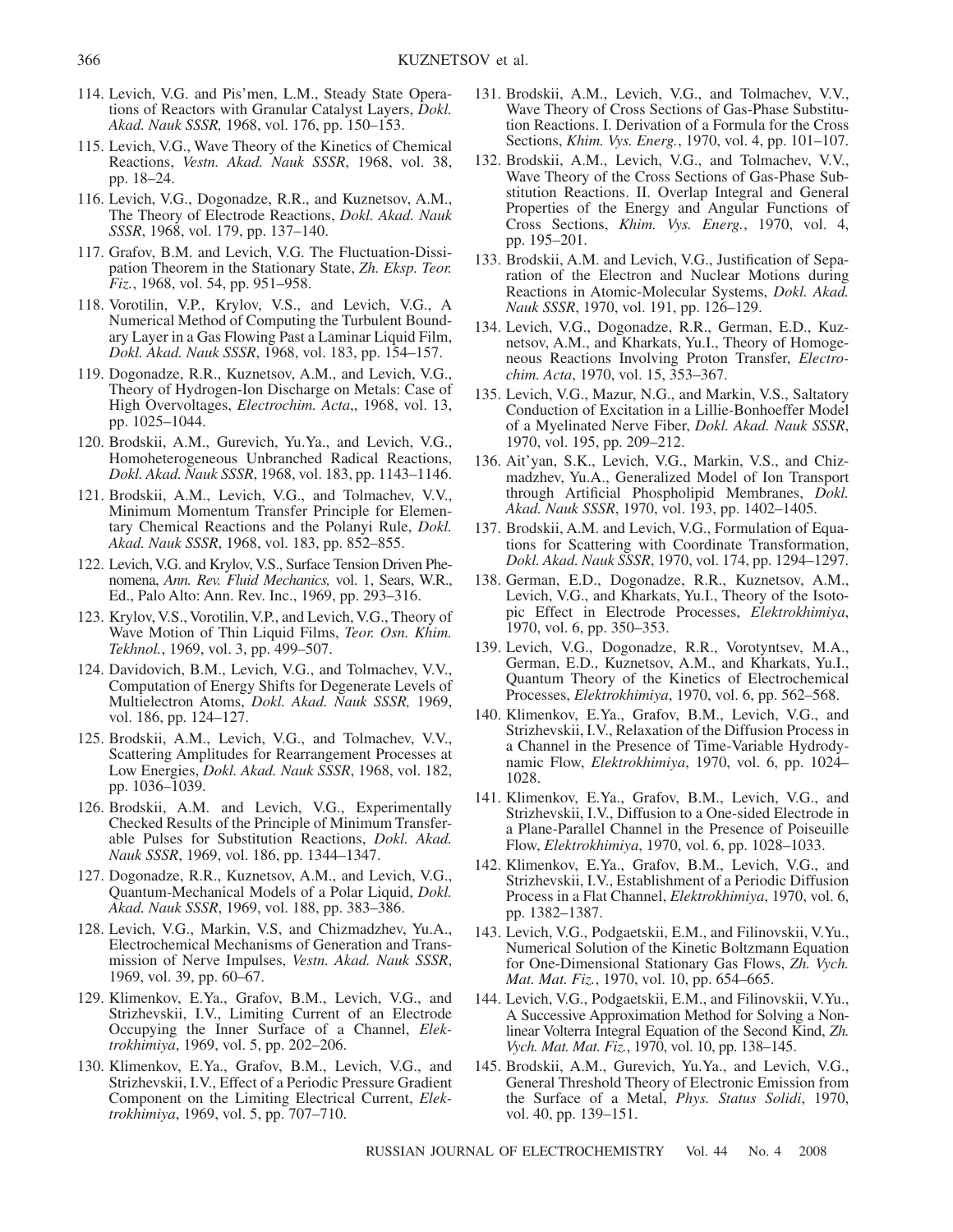114. Levich, V.G. and Pis'men, L.M., Steady State Operations of Reactors with Granular Catalyst Layers, *Dokl. Akad. Nauk SSSR,* 1968, vol. 176, pp. 150–153.

115. Levich, V.G., Wave Theory of the Kinetics of Chemical Reactions, *Vestn. Akad. Nauk SSSR*, 1968, vol. 38, pp. 18–24.

116. Levich, V.G., Dogonadze, R.R., and Kuznetsov, A.M., The Theory of Electrode Reactions, *Dokl. Akad. Nauk SSSR*, 1968, vol. 179, pp. 137–140.

117. Grafov, B.M. and Levich, V.G. The Fluctuation-Dissipation Theorem in the Stationary State, *Zh. Eksp. Teor. Fiz.*, 1968, vol. 54, pp. 951–958.

118. Vorotilin, V.P., Krylov, V.S., and Levich, V.G., A Numerical Method of Computing the Turbulent Boundary Layer in a Gas Flowing Past a Laminar Liquid Film, *Dokl. Akad. Nauk SSSR*, 1968, vol. 183, pp. 154–157.

119. Dogonadze, R.R., Kuznetsov, A.M., and Levich, V.G., Theory of Hydrogen-Ion Discharge on Metals: Case of High Overvoltages, *Electrochim. Acta*,, 1968, vol. 13, pp. 1025–1044.

120. Brodskii, A.M., Gurevich, Yu.Ya., and Levich, V.G., Homoheterogeneous Unbranched Radical Reactions, *Dokl. Akad. Nauk SSSR*, 1968, vol. 183, pp. 1143–1146.

121. Brodskii, A.M., Levich, V.G., and Tolmachev, V.V., Minimum Momentum Transfer Principle for Elementary Chemical Reactions and the Polanyi Rule, *Dokl. Akad. Nauk SSSR*, 1968, vol. 183, pp. 852–855.

122. Levich, V.G. and Krylov, V.S., Surface Tension Driven Phenomena, *Ann. Rev. Fluid Mechanics,* vol. 1, Sears, W.R., Ed., Palo Alto: Ann. Rev. Inc., 1969, pp. 293–316.

123. Krylov, V.S., Vorotilin, V.P., and Levich, V.G., Theory of Wave Motion of Thin Liquid Films, *Teor. Osn. Khim. Tekhnol.*, 1969, vol. 3, pp. 499–507.

124. Davidovich, B.M., Levich, V.G., and Tolmachev, V.V., Computation of Energy Shifts for Degenerate Levels of Multielectron Atoms, *Dokl. Akad. Nauk SSSR,* 1969, vol. 186, pp. 124–127.

125. Brodskii, A.M., Levich, V.G., and Tolmachev, V.V., Scattering Amplitudes for Rearrangement Processes at Low Energies, *Dokl. Akad. Nauk SSSR*, 1968, vol. 182, pp. 1036–1039.

126. Brodskii, A.M. and Levich, V.G., Experimentally Checked Results of the Principle of Minimum Transferable Pulses for Substitution Reactions, *Dokl. Akad. Nauk SSSR*, 1969, vol. 186, pp. 1344–1347.

127. Dogonadze, R.R., Kuznetsov, A.M., and Levich, V.G., Quantum-Mechanical Models of a Polar Liquid, *Dokl. Akad. Nauk SSSR*, 1969, vol. 188, pp. 383–386.

128. Levich, V.G., Markin, V.S, and Chizmadzhev, Yu.A., Electrochemical Mechanisms of Generation and Transmission of Nerve Impulses, *Vestn. Akad. Nauk SSSR*, 1969, vol. 39, pp. 60–67.

129. Klimenkov, E.Ya., Grafov, B.M., Levich, V.G., and Strizhevskii, I.V., Limiting Current of an Electrode Occupying the Inner Surface of a Channel, *Elektrokhimiya*, 1969, vol. 5, pp. 202–206.

130. Klimenkov, E.Ya., Grafov, B.M., Levich, V.G., and Strizhevskii, I.V., Effect of a Periodic Pressure Gradient Component on the Limiting Electrical Current, *Elektrokhimiya*, 1969, vol. 5, pp. 707–710.

131. Brodskii, A.M., Levich, V.G., and Tolmachev, V.V., Wave Theory of Cross Sections of Gas-Phase Substitution Reactions. I. Derivation of a Formula for the Cross Sections, *Khim. Vys. Energ.*, 1970, vol. 4, pp. 101–107.

132. Brodskii, A.M., Levich, V.G., and Tolmachev, V.V., Wave Theory of the Cross Sections of Gas-Phase Substitution Reactions. II. Overlap Integral and General Properties of the Energy and Angular Functions of Cross Sections, *Khim. Vys. Energ.*, 1970, vol. 4, pp. 195–201.

133. Brodskii, A.M. and Levich, V.G., Justification of Separation of the Electron and Nuclear Motions during Reactions in Atomic-Molecular Systems, *Dokl. Akad. Nauk SSSR*, 1970, vol. 191, pp. 126–129.

134. Levich, V.G., Dogonadze, R.R., German, E.D., Kuznetsov, A.M., and Kharkats, Yu.I., Theory of Homogeneous Reactions Involving Proton Transfer, *Electrochim. Acta*, 1970, vol. 15, 353–367.

135. Levich, V.G., Mazur, N.G., and Markin, V.S., Saltatory Conduction of Excitation in a Lillie-Bonhoeffer Model of a Myelinated Nerve Fiber, *Dokl. Akad. Nauk SSSR*, 1970, vol. 195, pp. 209–212.

136. Ait'yan, S.K., Levich, V.G., Markin, V.S., and Chizmadzhev, Yu.A., Generalized Model of Ion Transport through Artificial Phospholipid Membranes, *Dokl. Akad. Nauk SSSR*, 1970, vol. 193, pp. 1402–1405.

137. Brodskii, A.M. and Levich, V.G., Formulation of Equations for Scattering with Coordinate Transformation, *Dokl. Akad. Nauk SSSR*, 1970, vol. 174, pp. 1294–1297.

138. German, E.D., Dogonadze, R.R., Kuznetsov, A.M., Levich, V.G., and Kharkats, Yu.I., Theory of the Isotopic Effect in Electrode Processes, *Elektrokhimiya*, 1970, vol. 6, pp. 350–353.

139. Levich, V.G., Dogonadze, R.R., Vorotyntsev, M.A., German, E.D., Kuznetsov, A.M., and Kharkats, Yu.I., Quantum Theory of the Kinetics of Electrochemical Processes, *Elektrokhimiya*, 1970, vol. 6, pp. 562–568.

140. Klimenkov, E.Ya., Grafov, B.M., Levich, V.G., and Strizhevskii, I.V., Relaxation of the Diffusion Process in a Channel in the Presence of Time-Variable Hydrodynamic Flow, *Elektrokhimiya*, 1970, vol. 6, pp. 1024–1028.

141. Klimenkov, E.Ya., Grafov, B.M., Levich, V.G., and Strizhevskii, I.V., Diffusion to a One-sided Electrode in a Plane-Parallel Channel in the Presence of Poiseuille Flow, *Elektrokhimiya*, 1970, vol. 6, pp. 1028–1033.

142. Klimenkov, E.Ya., Grafov, B.M., Levich, V.G., and Strizhevskii, I.V., Establishment of a Periodic Diffusion Process in a Flat Channel, *Elektrokhimiya*, 1970, vol. 6, pp. 1382–1387.

143. Levich, V.G., Podgaetskii, E.M., and Filinovskii, V.Yu., Numerical Solution of the Kinetic Boltzmann Equation for One-Dimensional Stationary Gas Flows, *Zh. Vych. Mat. Mat. Fiz.*, 1970, vol. 10, pp. 654–665.

144. Levich, V.G., Podgaetskii, E.M., and Filinovskii, V.Yu., A Successive Approximation Method for Solving a Nonlinear Volterra Integral Equation of the Second Kind, *Zh. Vych Mat. Mat. Fiz.*, 1970, vol. 10, pp. 138–145.

145. Brodskii, A.M., Gurevich, Yu.Ya., and Levich, V.G., General Threshold Theory of Electronic Emission from the Surface of a Metal, *Phys. Status Solidi*, 1970, vol. 40, pp. 139–151.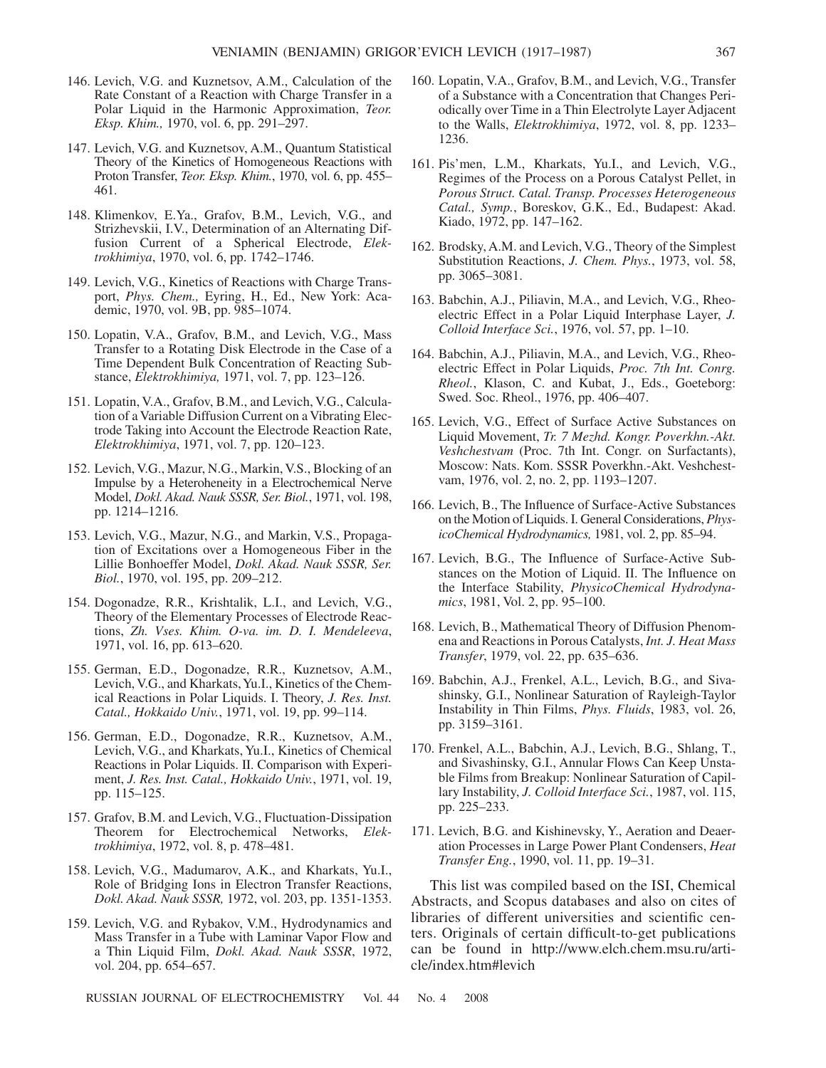146. Levich, V.G. and Kuznetsov, A.M., Calculation of the Rate Constant of a Reaction with Charge Transfer in a Polar Liquid in the Harmonic Approximation, *Teor. Eksp. Khim.,* 1970, vol. 6, pp. 291–297.

147. Levich, V.G. and Kuznetsov, A.M., Quantum Statistical Theory of the Kinetics of Homogeneous Reactions with Proton Transfer, *Teor. Eksp. Khim.*, 1970, vol. 6, pp. 455–461.

148. Klimenkov, E.Ya., Grafov, B.M., Levich, V.G., and Strizhevskii, I.V., Determination of an Alternating Diffusion Current of a Spherical Electrode, *Elektrokhimiya*, 1970, vol. 6, pp. 1742–1746.

149. Levich, V.G., Kinetics of Reactions with Charge Transport, *Phys. Chem.,* Eyring, H., Ed., New York: Academic, 1970, vol. 9B, pp. 985–1074.

150. Lopatin, V.A., Grafov, B.M., and Levich, V.G., Mass Transfer to a Rotating Disk Electrode in the Case of a Time Dependent Bulk Concentration of Reacting Substance, *Elektrokhimiya,* 1971, vol. 7, pp. 123–126.

151. Lopatin, V.A., Grafov, B.M., and Levich, V.G., Calculation of a Variable Diffusion Current on a Vibrating Electrode Taking into Account the Electrode Reaction Rate, *Elektrokhimiya*, 1971, vol. 7, pp. 120–123.

152. Levich, V.G., Mazur, N.G., Markin, V.S., Blocking of an Impulse by a Heteroheneity in a Electrochemical Nerve Model, *Dokl. Akad. Nauk SSSR, Ser. Biol.*, 1971, vol. 198, pp. 1214–1216.

153. Levich, V.G., Mazur, N.G., and Markin, V.S., Propagation of Excitations over a Homogeneous Fiber in the Lillie Bonhoeffer Model, *Dokl. Akad. Nauk SSSR, Ser. Biol.*, 1970, vol. 195, pp. 209–212.

154. Dogonadze, R.R., Krishtalik, L.I., and Levich, V.G., Theory of the Elementary Processes of Electrode Reactions, *Zh. Vses. Khim. O-va. im. D. I. Mendeleeva*, 1971, vol. 16, pp. 613–620.

155. German, E.D., Dogonadze, R.R., Kuznetsov, A.M., Levich, V.G., and Kharkats, Yu.I., Kinetics of the Chemical Reactions in Polar Liquids. I. Theory, *J. Res. Inst. Catal., Hokkaido Univ.*, 1971, vol. 19, pp. 99–114.

156. German, E.D., Dogonadze, R.R., Kuznetsov, A.M., Levich, V.G., and Kharkats, Yu.I., Kinetics of Chemical Reactions in Polar Liquids. II. Comparison with Experiment, *J. Res. Inst. Catal., Hokkaido Univ.*, 1971, vol. 19, pp. 115–125.

157. Grafov, B.M. and Levich, V.G., Fluctuation-Dissipation Theorem for Electrochemical Networks, *Elektrokhimiya*, 1972, vol. 8, p. 478–481.

158. Levich, V.G., Madumarov, A.K., and Kharkats, Yu.I., Role of Bridging Ions in Electron Transfer Reactions, *Dokl. Akad. Nauk SSSR,* 1972, vol. 203, pp. 1351-1353.

159. Levich, V.G. and Rybakov, V.M., Hydrodynamics and Mass Transfer in a Tube with Laminar Vapor Flow and a Thin Liquid Film, *Dokl. Akad. Nauk SSSR*, 1972, vol. 204, pp. 654–657.

160. Lopatin, V.A., Grafov, B.M., and Levich, V.G., Transfer of a Substance with a Concentration that Changes Periodically over Time in a Thin Electrolyte Layer Adjacent to the Walls, *Elektrokhimiya*, 1972, vol. 8, pp. 1233–1236.

161. Pis'men, L.M., Kharkats, Yu.I., and Levich, V.G., Regimes of the Process on a Porous Catalyst Pellet, in *Porous Struct. Catal. Transp. Processes Heterogeneous Catal., Symp.*, Boreskov, G.K., Ed., Budapest: Akad. Kiado, 1972, pp. 147–162.

162. Brodsky, A.M. and Levich, V.G., Theory of the Simplest Substitution Reactions, *J. Chem. Phys.*, 1973, vol. 58, pp. 3065–3081.

163. Babchin, A.J., Piliavin, M.A., and Levich, V.G., Rheoelectric Effect in a Polar Liquid Interphase Layer, *J. Colloid Interface Sci.*, 1976, vol. 57, pp. 1–10.

164. Babchin, A.J., Piliavin, M.A., and Levich, V.G., Rheoelectric Effect in Polar Liquids, *Proc. 7th Int. Conrg. Rheol.*, Klason, C. and Kubat, J., Eds., Goeteborg: Swed. Soc. Rheol., 1976, pp. 406–407.

165. Levich, V.G., Effect of Surface Active Substances on Liquid Movement, *Tr. 7 Mezhd. Kongr. Poverkhn.-Akt. Veshchestvam* (Proc. 7th Int. Congr. on Surfactants), Moscow: Nats. Kom. SSSR Poverkhn.-Akt. Veshchestvam, 1976, vol. 2, no. 2, pp. 1193–1207.

166. Levich, B., The Influence of Surface-Active Substances on the Motion of Liquids. I. General Considerations, *PhysicoChemical Hydrodynamics,* 1981, vol. 2, pp. 85–94.

167. Levich, B.G., The Influence of Surface-Active Substances on the Motion of Liquid. II. The Influence on the Interface Stability, *PhysicoChemical Hydrodynamics*, 1981, Vol. 2, pp. 95–100.

168. Levich, B., Mathematical Theory of Diffusion Phenomena and Reactions in Porous Catalysts, *Int. J. Heat Mass Transfer*, 1979, vol. 22, pp. 635–636.

169. Babchin, A.J., Frenkel, A.L., Levich, B.G., and Sivashinsky, G.I., Nonlinear Saturation of Rayleigh-Taylor Instability in Thin Films, *Phys. Fluids*, 1983, vol. 26, pp. 3159–3161.

170. Frenkel, A.L., Babchin, A.J., Levich, B.G., Shlang, T., and Sivashinsky, G.I., Annular Flows Can Keep Unstable Films from Breakup: Nonlinear Saturation of Capillary Instability, *J. Colloid Interface Sci.*, 1987, vol. 115, pp. 225–233.

171. Levich, B.G. and Kishinevsky, Y., Aeration and Deaeration Processes in Large Power Plant Condensers, *Heat Transfer Eng.*, 1990, vol. 11, pp. 19–31.

This list was compiled based on the ISI, Chemical Abstracts, and Scopus databases and also on cites of libraries of different universities and scientific centers. Originals of certain difficult-to-get publications can be found in http://www.elch.chem.msu.ru/article/index.htm#levich